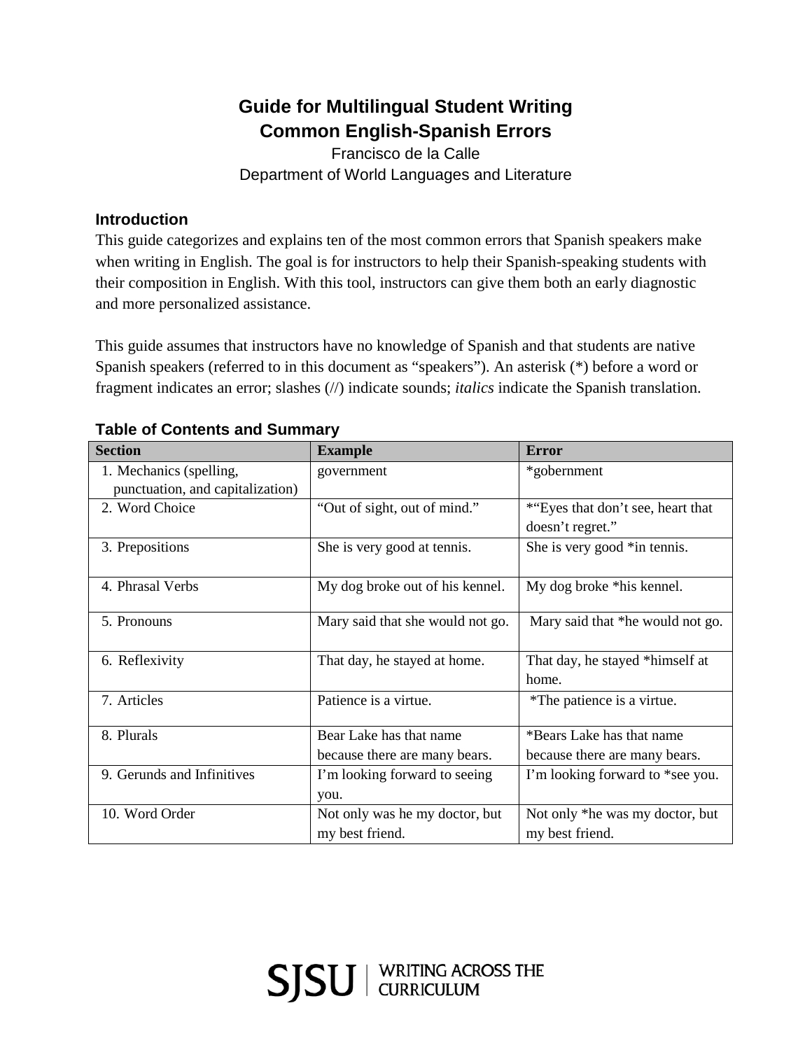# Guide for Multilingual Student Writing
## Common English-Spanish Errors

Francisco de la Calle
Department of World Languages and Literature

### Introduction

This guide categorizes and explains ten of the most common errors that Spanish speakers make when writing in English. The goal is for instructors to help their Spanish-speaking students with their composition in English. With this tool, instructors can give them both an early diagnostic and more personalized assistance.

This guide assumes that instructors have no knowledge of Spanish and that students are native Spanish speakers (referred to in this document as "speakers"). An asterisk (*) before a word or fragment indicates an error; slashes (//) indicate sounds; *italics* indicate the Spanish translation.

### Table of Contents and Summary

| Section | Example | Error |
|---|---|---|
| 1. Mechanics (spelling, punctuation, and capitalization) | government | *gobernment |
| 2. Word Choice | "Out of sight, out of mind." | *"Eyes that don't see, heart that doesn't regret." |
| 3. Prepositions | She is very good at tennis. | She is very good *in tennis. |
| 4. Phrasal Verbs | My dog broke out of his kennel. | My dog broke *his kennel. |
| 5. Pronouns | Mary said that she would not go. | Mary said that *he would not go. |
| 6. Reflexivity | That day, he stayed at home. | That day, he stayed *himself at home. |
| 7. Articles | Patience is a virtue. | *The patience is a virtue. |
| 8. Plurals | Bear Lake has that name because there are many bears. | *Bears Lake has that name because there are many bears. |
| 9. Gerunds and Infinitives | I'm looking forward to seeing you. | I'm looking forward to *see you. |
| 10. Word Order | Not only was he my doctor, but my best friend. | Not only *he was my doctor, but my best friend. |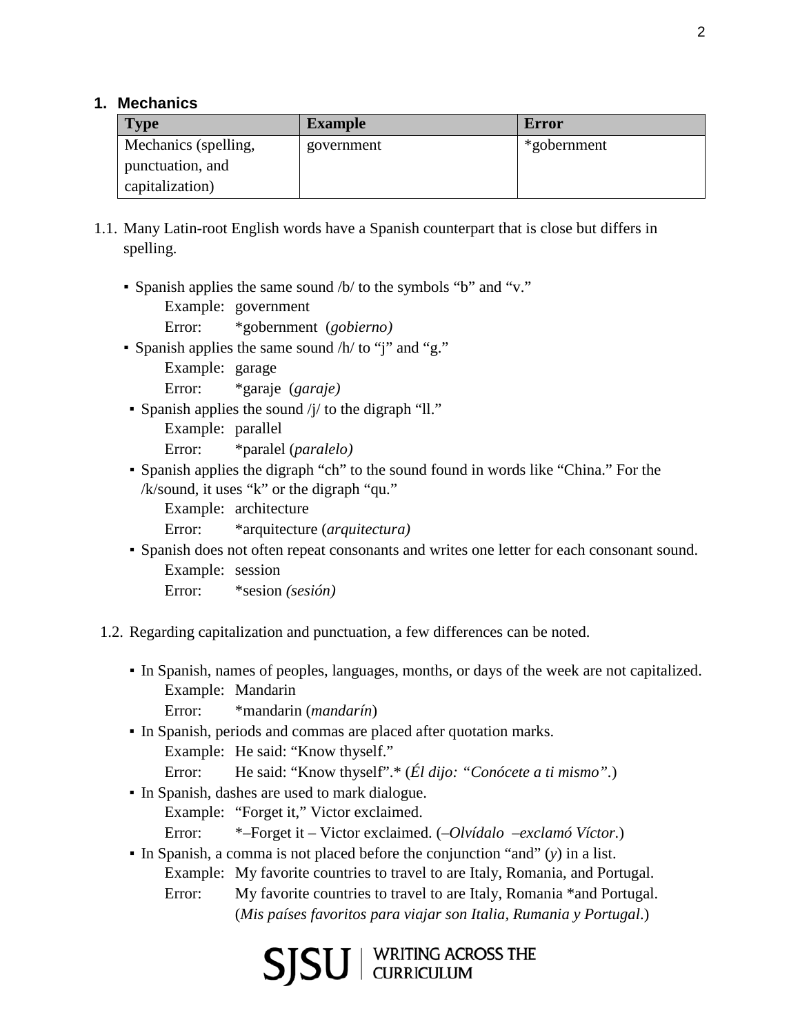## 1. Mechanics

| Type | Example | Error |
| --- | --- | --- |
| Mechanics (spelling, punctuation, and capitalization) | government | *gobernment |

1.1. Many Latin-root English words have a Spanish counterpart that is close but differs in spelling.

- Spanish applies the same sound /b/ to the symbols "b" and "v."
  - Example: government
  - Error: *gobernment (*gobierno)*
- Spanish applies the same sound /h/ to "j" and "g."
  - Example: garage
  - Error: *garaje (*garaje)*
- Spanish applies the sound /j/ to the digraph "ll."
  - Example: parallel
  - Error: *paralel (*paralelo)*
- Spanish applies the digraph "ch" to the sound found in words like "China." For the /k/sound, it uses "k" or the digraph "qu."
  - Example: architecture
  - Error: *arquitecture (*arquitectura)*
- Spanish does not often repeat consonants and writes one letter for each consonant sound.
  - Example: session
  - Error: *sesion *(sesión)*

1.2. Regarding capitalization and punctuation, a few differences can be noted.

- In Spanish, names of peoples, languages, months, or days of the week are not capitalized.
  - Example: Mandarin
  - Error: *mandarin (*mandarín*)
- In Spanish, periods and commas are placed after quotation marks.
  - Example: He said: "Know thyself."
  - Error: He said: "Know thyself".* (*Él dijo: "Conócete a ti mismo"*.)
- In Spanish, dashes are used to mark dialogue.
  - Example: "Forget it," Victor exclaimed.
  - Error: *–Forget it – Victor exclaimed. (*–Olvídalo –exclamó Víctor*.)
- In Spanish, a comma is not placed before the conjunction "and" (*y*) in a list.
  - Example: My favorite countries to travel to are Italy, Romania, and Portugal.
  - Error: My favorite countries to travel to are Italy, Romania *and Portugal. (*Mis países favoritos para viajar son Italia, Rumania y Portugal*.)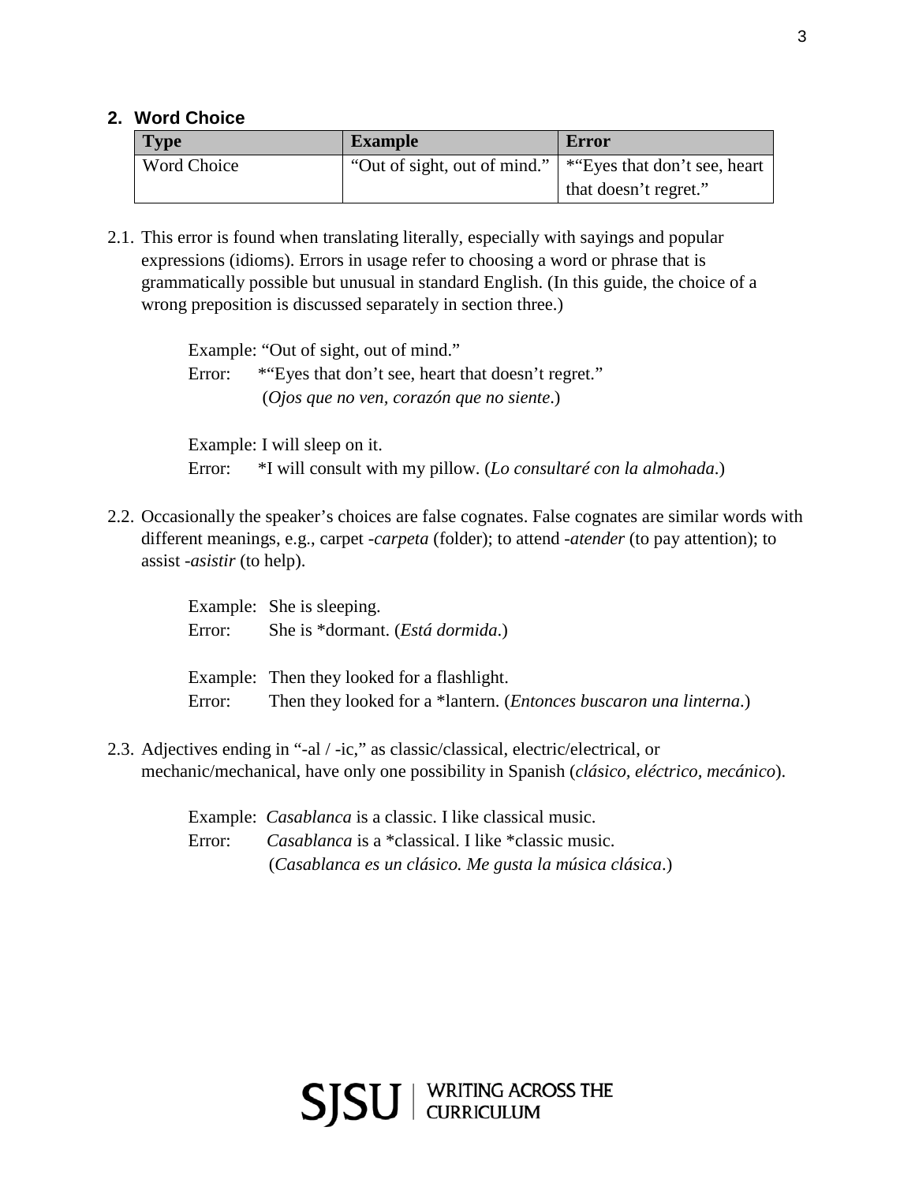## 2. Word Choice

| Type | Example | Error |
| --- | --- | --- |
| Word Choice | "Out of sight, out of mind." | *"Eyes that don't see, heart that doesn't regret." |

2.1. This error is found when translating literally, especially with sayings and popular expressions (idioms). Errors in usage refer to choosing a word or phrase that is grammatically possible but unusual in standard English. (In this guide, the choice of a wrong preposition is discussed separately in section three.)

Example: "Out of sight, out of mind."
Error: *"Eyes that don't see, heart that doesn't regret."
(*Ojos que no ven, corazón que no siente*.)

Example: I will sleep on it.
Error: *I will consult with my pillow. (*Lo consultaré con la almohada*.)

2.2. Occasionally the speaker's choices are false cognates. False cognates are similar words with different meanings, e.g., carpet -*carpeta* (folder); to attend -*atender* (to pay attention); to assist -*asistir* (to help).

Example: She is sleeping.
Error: She is *dormant. (*Está dormida*.)

Example: Then they looked for a flashlight.
Error: Then they looked for a *lantern. (*Entonces buscaron una linterna*.)

2.3. Adjectives ending in "-al / -ic," as classic/classical, electric/electrical, or mechanic/mechanical, have only one possibility in Spanish (*clásico, eléctrico, mecánico*).

Example: *Casablanca* is a classic. I like classical music.
Error: *Casablanca* is a *classical. I like *classic music.
(*Casablanca es un clásico. Me gusta la música clásica*.)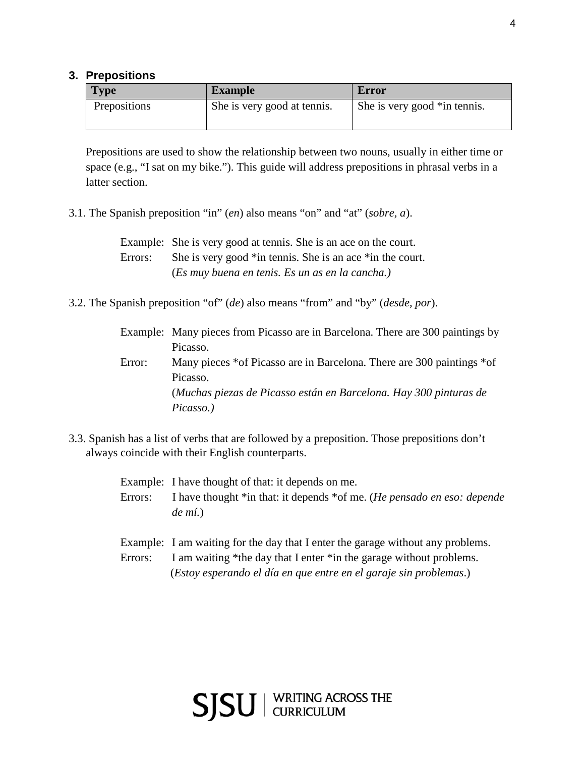## 3. Prepositions

| Type | Example | Error |
|---|---|---|
| Prepositions | She is very good at tennis. | She is very good *in tennis. |

Prepositions are used to show the relationship between two nouns, usually in either time or space (e.g., "I sat on my bike."). This guide will address prepositions in phrasal verbs in a latter section.

3.1. The Spanish preposition "in" (*en*) also means "on" and "at" (*sobre, a*).

Example: She is very good at tennis. She is an ace on the court.
Errors: She is very good *in tennis. She is an ace *in the court.
(*Es muy buena en tenis. Es un as en la cancha.)*

3.2. The Spanish preposition "of" (*de*) also means "from" and "by" (*desde, por*).

Example: Many pieces from Picasso are in Barcelona. There are 300 paintings by Picasso.
Error: Many pieces *of Picasso are in Barcelona. There are 300 paintings *of Picasso.
(*Muchas piezas de Picasso están en Barcelona. Hay 300 pinturas de Picasso.)*

3.3. Spanish has a list of verbs that are followed by a preposition. Those prepositions don't always coincide with their English counterparts.

Example: I have thought of that: it depends on me.
Errors: I have thought *in that: it depends *of me. (*He pensado en eso: depende de mí.*)

Example: I am waiting for the day that I enter the garage without any problems.
Errors: I am waiting *the day that I enter *in the garage without problems.
(*Estoy esperando el día en que entre en el garaje sin problemas*.)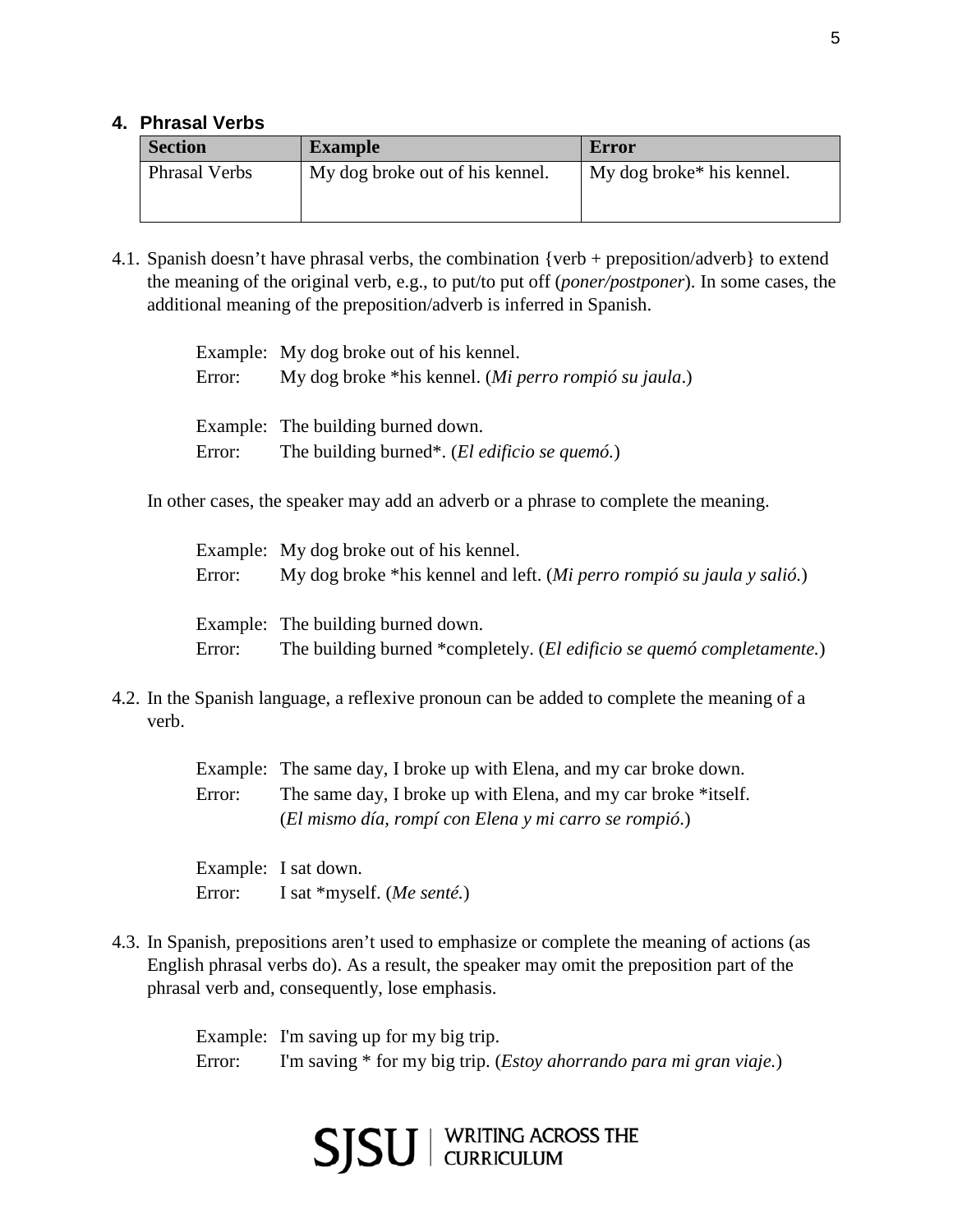## 4. Phrasal Verbs

| Section | Example | Error |
|---|---|---|
| Phrasal Verbs | My dog broke out of his kennel. | My dog broke* his kennel. |

4.1. Spanish doesn't have phrasal verbs, the combination {verb + preposition/adverb} to extend the meaning of the original verb, e.g., to put/to put off (*poner/postponer*). In some cases, the additional meaning of the preposition/adverb is inferred in Spanish.

Example: My dog broke out of his kennel.
Error: My dog broke *his kennel. (*Mi perro rompió su jaula*.)

Example: The building burned down.
Error: The building burned*. (*El edificio se quemó.*)

In other cases, the speaker may add an adverb or a phrase to complete the meaning.

Example: My dog broke out of his kennel.
Error: My dog broke *his kennel and left. (*Mi perro rompió su jaula y salió.*)

Example: The building burned down.
Error: The building burned *completely. (*El edificio se quemó completamente.*)

4.2. In the Spanish language, a reflexive pronoun can be added to complete the meaning of a verb.

Example: The same day, I broke up with Elena, and my car broke down.
Error: The same day, I broke up with Elena, and my car broke *itself.
(*El mismo día, rompí con Elena y mi carro se rompió*.)

Example: I sat down.
Error: I sat *myself. (*Me senté.*)

4.3. In Spanish, prepositions aren't used to emphasize or complete the meaning of actions (as English phrasal verbs do). As a result, the speaker may omit the preposition part of the phrasal verb and, consequently, lose emphasis.

Example: I'm saving up for my big trip.
Error: I'm saving * for my big trip. (*Estoy ahorrando para mi gran viaje.*)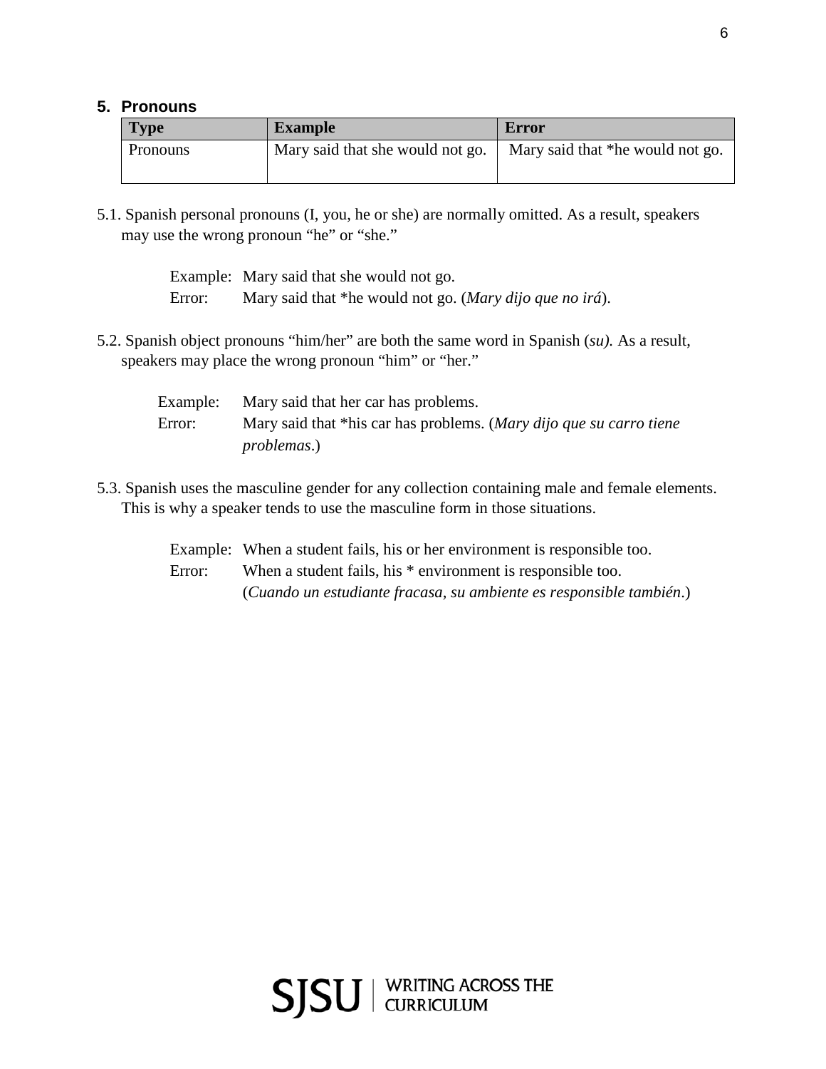## 5. Pronouns

| Type | Example | Error |
|---|---|---|
| Pronouns | Mary said that she would not go. | Mary said that *he would not go. |

5.1. Spanish personal pronouns (I, you, he or she) are normally omitted. As a result, speakers may use the wrong pronoun "he" or "she."

Example: Mary said that she would not go.
Error: Mary said that *he would not go. (*Mary dijo que no irá*).

5.2. Spanish object pronouns "him/her" are both the same word in Spanish (*su).* As a result, speakers may place the wrong pronoun "him" or "her."

Example: Mary said that her car has problems.
Error: Mary said that *his car has problems. (*Mary dijo que su carro tiene problemas*.)

5.3. Spanish uses the masculine gender for any collection containing male and female elements. This is why a speaker tends to use the masculine form in those situations.

Example: When a student fails, his or her environment is responsible too.
Error: When a student fails, his * environment is responsible too.
(*Cuando un estudiante fracasa, su ambiente es responsible también*.)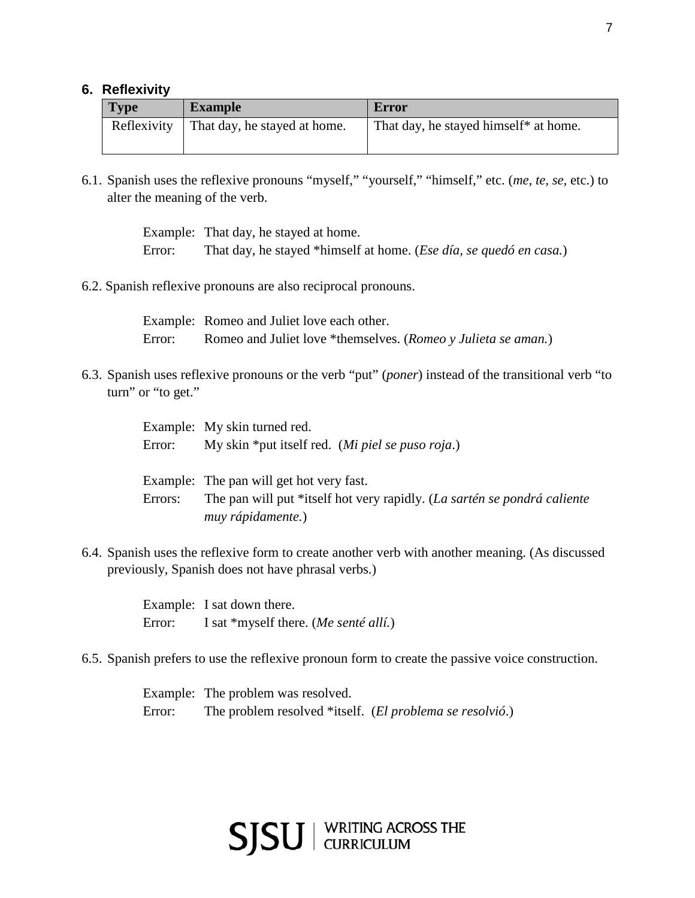## 6. Reflexivity

| Type | Example | Error |
| --- | --- | --- |
| Reflexivity | That day, he stayed at home. | That day, he stayed himself* at home. |

6.1. Spanish uses the reflexive pronouns "myself," "yourself," "himself," etc. (*me, te, se,* etc.) to alter the meaning of the verb.

> Example: That day, he stayed at home.
> Error: That day, he stayed *himself at home. (*Ese día, se quedó en casa.*)

6.2. Spanish reflexive pronouns are also reciprocal pronouns.

> Example: Romeo and Juliet love each other.
> Error: Romeo and Juliet love *themselves. (*Romeo y Julieta se aman.*)

6.3. Spanish uses reflexive pronouns or the verb "put" (*poner*) instead of the transitional verb "to turn" or "to get."

> Example: My skin turned red.
> Error: My skin *put itself red. (*Mi piel se puso roja*.)
>
> Example: The pan will get hot very fast.
> Errors: The pan will put *itself hot very rapidly. (*La sartén se pondrá caliente muy rápidamente.*)

6.4. Spanish uses the reflexive form to create another verb with another meaning. (As discussed previously, Spanish does not have phrasal verbs.)

> Example: I sat down there.
> Error: I sat *myself there. (*Me senté allí.*)

6.5. Spanish prefers to use the reflexive pronoun form to create the passive voice construction.

> Example: The problem was resolved.
> Error: The problem resolved *itself. (*El problema se resolvió*.)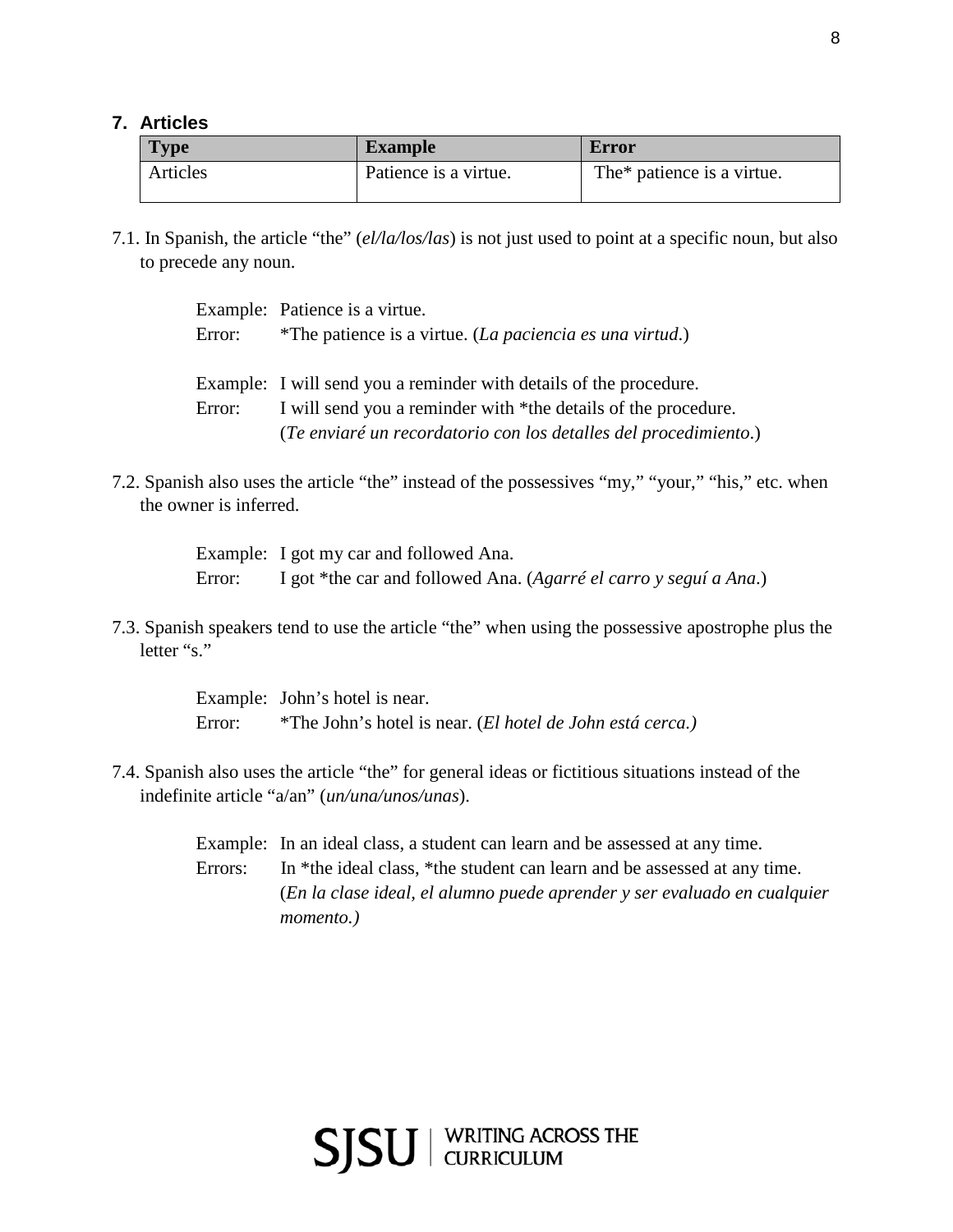## 7. Articles

| Type | Example | Error |
| --- | --- | --- |
| Articles | Patience is a virtue. | The* patience is a virtue. |

7.1. In Spanish, the article "the" (*el/la/los/las*) is not just used to point at a specific noun, but also to precede any noun.

Example: Patience is a virtue.
Error: *The patience is a virtue. (*La paciencia es una virtud*.)

Example: I will send you a reminder with details of the procedure.
Error: I will send you a reminder with *the details of the procedure. (*Te enviaré un recordatorio con los detalles del procedimiento*.)

7.2. Spanish also uses the article "the" instead of the possessives "my," "your," "his," etc. when the owner is inferred.

Example: I got my car and followed Ana.
Error: I got *the car and followed Ana. (*Agarré el carro y seguí a Ana*.)

7.3. Spanish speakers tend to use the article "the" when using the possessive apostrophe plus the letter "s."

Example: John's hotel is near.
Error: *The John's hotel is near. (*El hotel de John está cerca.)*

7.4. Spanish also uses the article "the" for general ideas or fictitious situations instead of the indefinite article "a/an" (*un/una/unos/unas*).

Example: In an ideal class, a student can learn and be assessed at any time.
Errors: In *the ideal class, *the student can learn and be assessed at any time. (*En la clase ideal, el alumno puede aprender y ser evaluado en cualquier momento.)*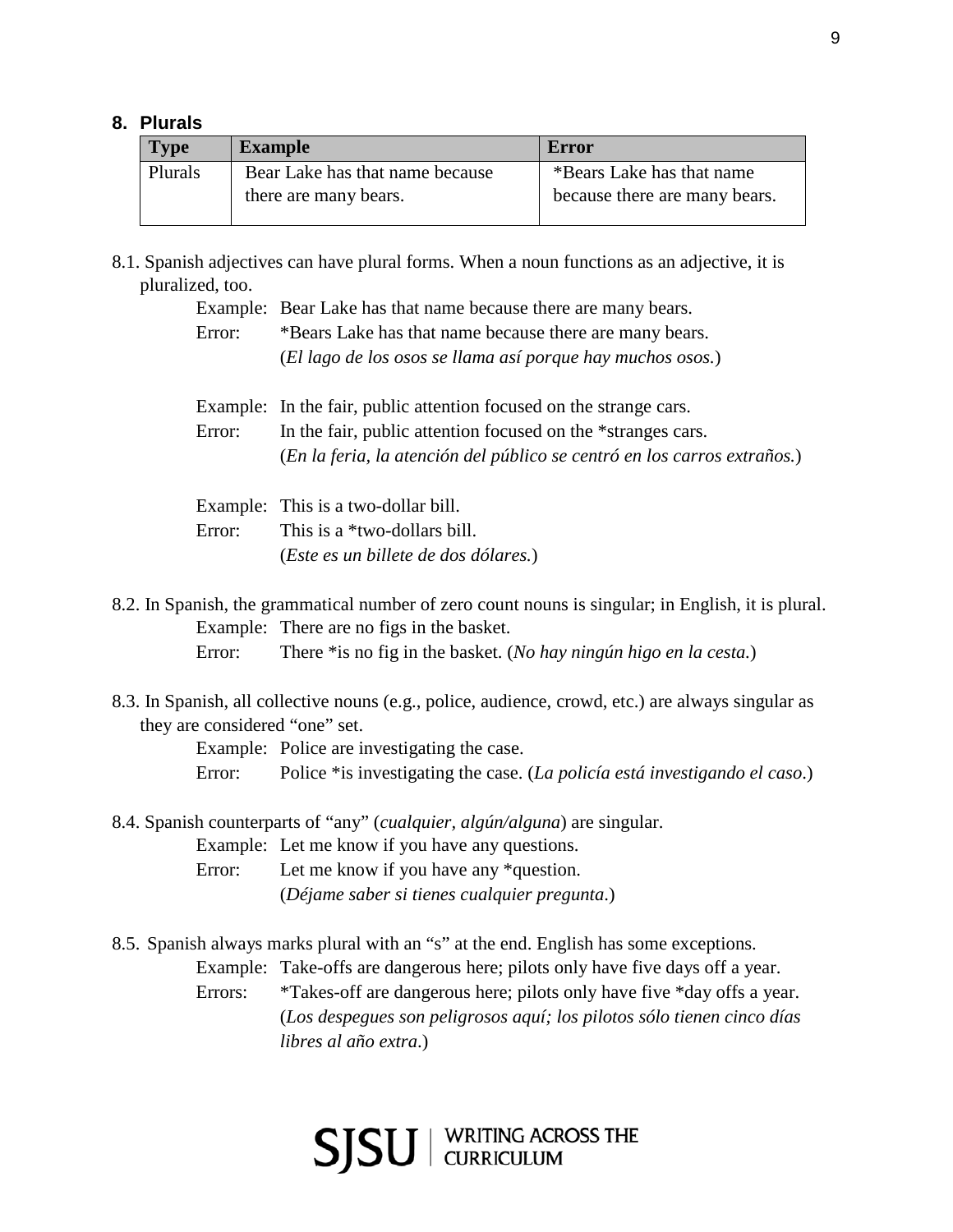## 8. Plurals

| Type | Example | Error |
|---|---|---|
| Plurals | Bear Lake has that name because there are many bears. | *Bears Lake has that name because there are many bears. |

8.1. Spanish adjectives can have plural forms. When a noun functions as an adjective, it is pluralized, too.

Example: Bear Lake has that name because there are many bears.
Error: *Bears Lake has that name because there are many bears.
(*El lago de los osos se llama así porque hay muchos osos.*)

Example: In the fair, public attention focused on the strange cars.
Error: In the fair, public attention focused on the *stranges cars.
(*En la feria, la atención del público se centró en los carros extraños.*)

Example: This is a two-dollar bill.
Error: This is a *two-dollars bill.
(*Este es un billete de dos dólares.*)

8.2. In Spanish, the grammatical number of zero count nouns is singular; in English, it is plural.

Example: There are no figs in the basket.
Error: There *is no fig in the basket. (*No hay ningún higo en la cesta.*)

8.3. In Spanish, all collective nouns (e.g., police, audience, crowd, etc.) are always singular as they are considered "one" set.

Example: Police are investigating the case.
Error: Police *is investigating the case. (*La policía está investigando el caso*.)

8.4. Spanish counterparts of "any" (*cualquier, algún/alguna*) are singular.

Example: Let me know if you have any questions.
Error: Let me know if you have any *question.
(*Déjame saber si tienes cualquier pregunta*.)

8.5. Spanish always marks plural with an "s" at the end. English has some exceptions.

Example: Take-offs are dangerous here; pilots only have five days off a year.
Errors: *Takes-off are dangerous here; pilots only have five *day offs a year.
(*Los despegues son peligrosos aquí; los pilotos sólo tienen cinco días libres al año extra*.)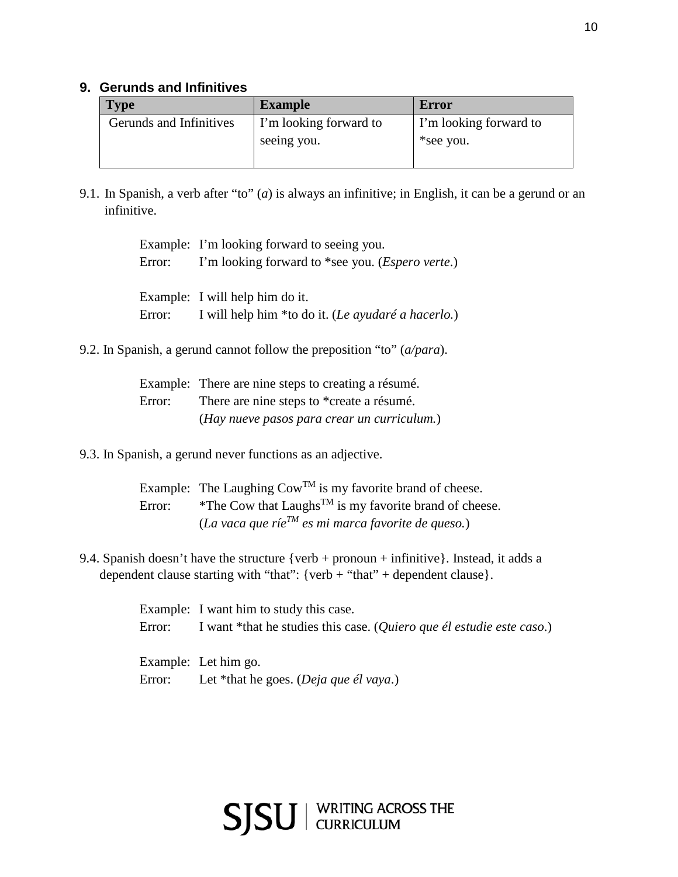## 9. Gerunds and Infinitives

| Type | Example | Error |
|---|---|---|
| Gerunds and Infinitives | I'm looking forward to seeing you. | I'm looking forward to *see you. |

9.1. In Spanish, a verb after "to" (*a*) is always an infinitive; in English, it can be a gerund or an infinitive.

Example: I'm looking forward to seeing you.
Error: I'm looking forward to *see you. (*Espero verte*.)

Example: I will help him do it.
Error: I will help him *to do it. (*Le ayudaré a hacerlo.*)

9.2. In Spanish, a gerund cannot follow the preposition "to" (*a/para*).

Example: There are nine steps to creating a résumé.
Error: There are nine steps to *create a résumé.
(*Hay nueve pasos para crear un curriculum.*)

9.3. In Spanish, a gerund never functions as an adjective.

Example: The Laughing Cow™ is my favorite brand of cheese.
Error: *The Cow that Laughs™ is my favorite brand of cheese.
(*La vaca que ríe™ es mi marca favorite de queso.*)

9.4. Spanish doesn't have the structure {verb + pronoun + infinitive}. Instead, it adds a dependent clause starting with "that": {verb + "that" + dependent clause}.

Example: I want him to study this case.
Error: I want *that he studies this case. (*Quiero que él estudie este caso*.)

Example: Let him go.
Error: Let *that he goes. (*Deja que él vaya*.)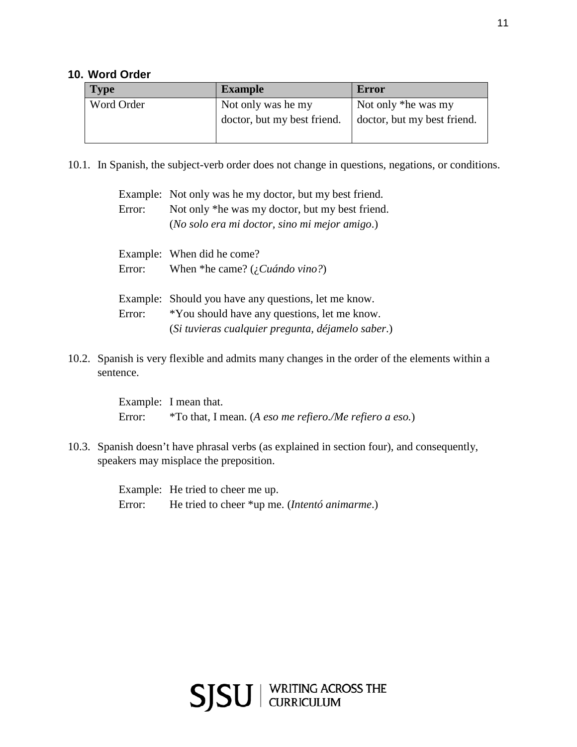## 10. Word Order

| Type | Example | Error |
|---|---|---|
| Word Order | Not only was he my doctor, but my best friend. | Not only *he was my doctor, but my best friend. |

10.1. In Spanish, the subject-verb order does not change in questions, negations, or conditions.

Example: Not only was he my doctor, but my best friend.
Error: Not only *he was my doctor, but my best friend.
(*No solo era mi doctor, sino mi mejor amigo*.)

Example: When did he come?
Error: When *he came? (*¿Cuándo vino?*)

Example: Should you have any questions, let me know.
Error: *You should have any questions, let me know.
(*Si tuvieras cualquier pregunta, déjamelo saber*.)

10.2. Spanish is very flexible and admits many changes in the order of the elements within a sentence.

Example: I mean that.
Error: *To that, I mean. (*A eso me refiero./Me refiero a eso.*)

10.3. Spanish doesn't have phrasal verbs (as explained in section four), and consequently, speakers may misplace the preposition.

Example: He tried to cheer me up.
Error: He tried to cheer *up me. (*Intentó animarme*.)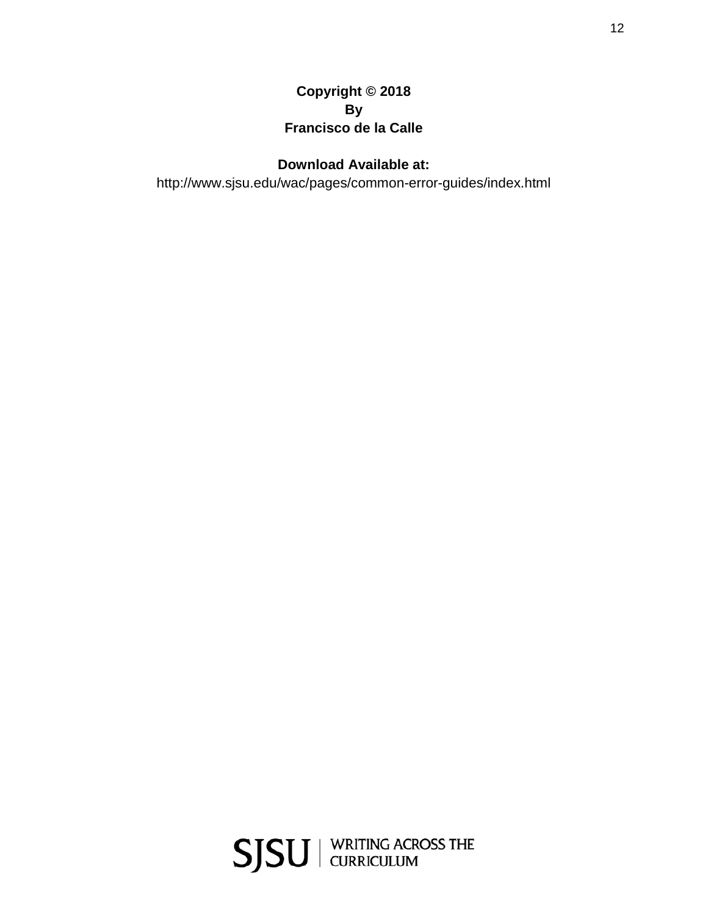**Copyright © 2018**
**By**
**Francisco de la Calle**

**Download Available at:**
http://www.sjsu.edu/wac/pages/common-error-guides/index.html

SJSU | WRITING ACROSS THE CURRICULUM